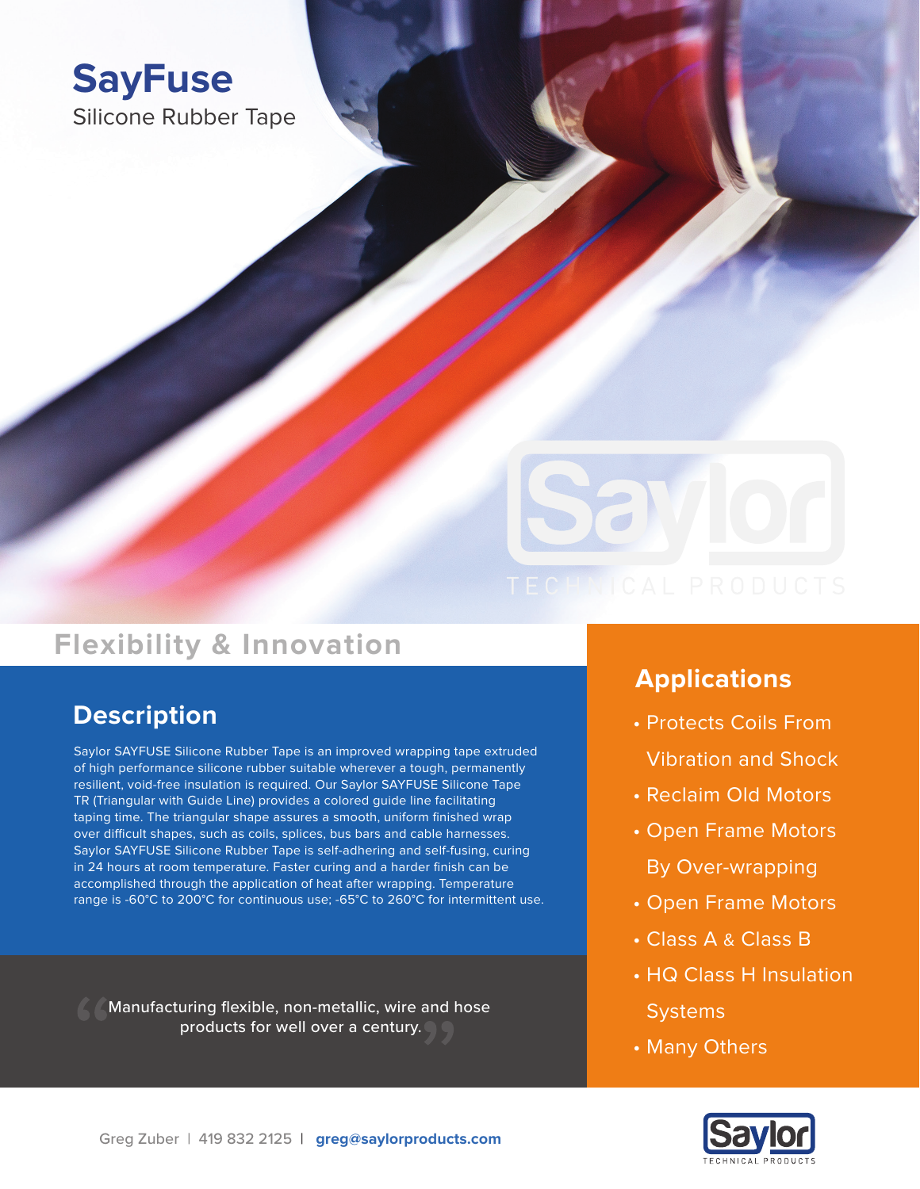# SayFuse

Silicone Rubber Tape

## Flexibility & Innovation

## Description

Saylor SAYFUSE Silicone Rubber Tape is an improved wrapping tape extruded of high performance silicone rubber suitable wherever a tough, permanently resilient, void-free insulation is required. Our Saylor SAYFUSE Silicone Tape TR (Triangular with Guide Line) provides a colored guide line facilitating taping time. The triangular shape assures a smooth, uniform finished wrap over difficult shapes, such as coils, splices, bus bars and cable harnesses. Saylor SAYFUSE Silicone Rubber Tape is self-adhering and self-fusing, curing in 24 hours at room temperature. Faster curing and a harder finish can be accomplished through the application of heat after wrapping. Temperature range is -60°C to 200°C for continuous use; -65°C to 260°C for intermittent use.

> "Manufacturing flexible, non-metallic, wire and hose products for well over a century."

## Applications

- Protects Coils From Vibration and Shock
- Reclaim Old Motors
- Open Frame Motors By Over-wrapping
- Open Frame Motors
- Class A & Class B
- HQ Class H Insulation Systems
- Many Others

Greg Zuber | 419 832 2125 | **greg@saylorproducts.com**

Saylor TECHNICAL PRODUCTS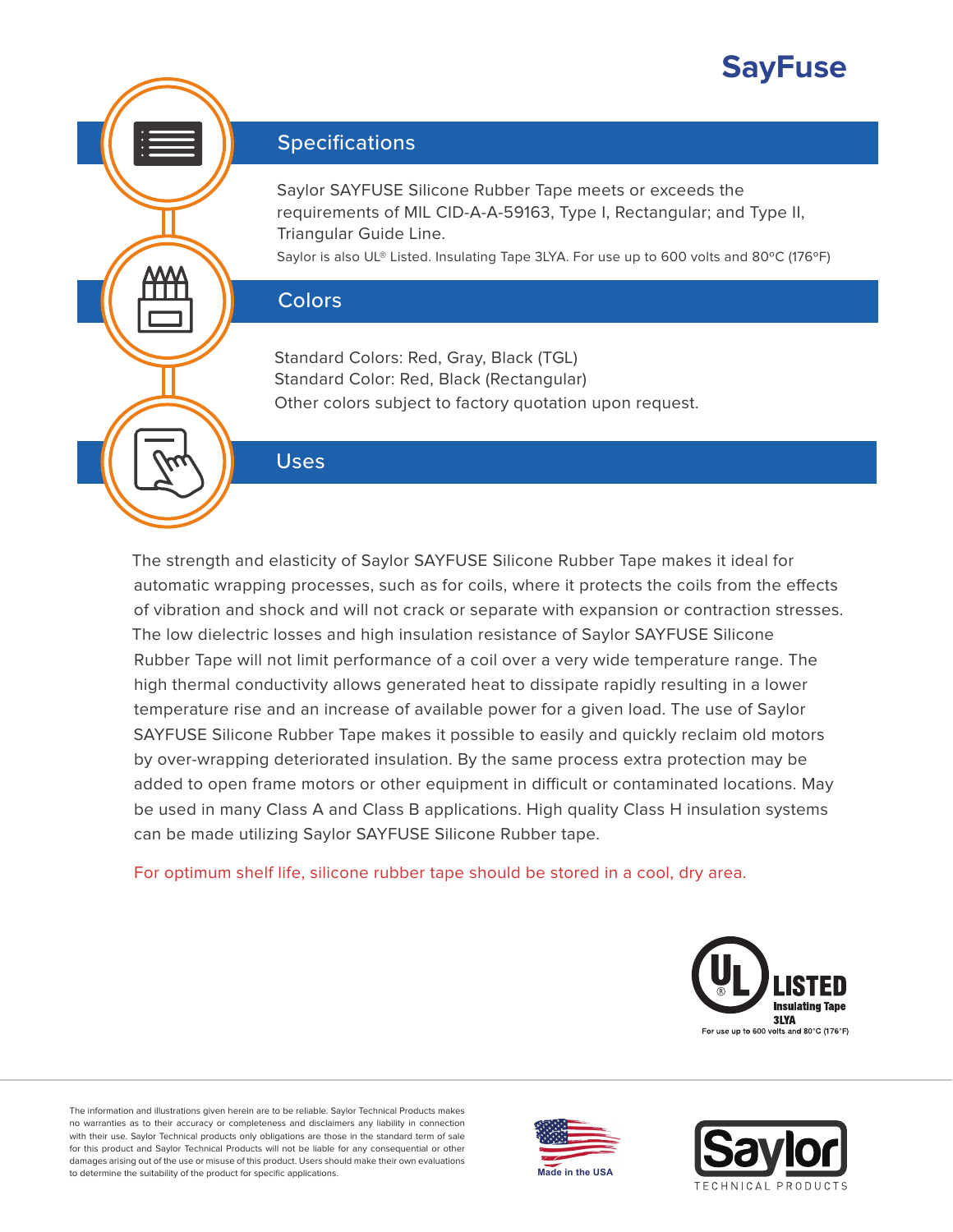# SayFuse

## Specifications

Saylor SAYFUSE Silicone Rubber Tape meets or exceeds the requirements of MIL CID-A-A-59163, Type I, Rectangular; and Type II, Triangular Guide Line.

Saylor is also UL® Listed. Insulating Tape 3LYA. For use up to 600 volts and 80ºC (176ºF)

## Colors

Standard Colors: Red, Gray, Black (TGL)
Standard Color: Red, Black (Rectangular)
Other colors subject to factory quotation upon request.

## Uses

The strength and elasticity of Saylor SAYFUSE Silicone Rubber Tape makes it ideal for automatic wrapping processes, such as for coils, where it protects the coils from the effects of vibration and shock and will not crack or separate with expansion or contraction stresses. The low dielectric losses and high insulation resistance of Saylor SAYFUSE Silicone Rubber Tape will not limit performance of a coil over a very wide temperature range. The high thermal conductivity allows generated heat to dissipate rapidly resulting in a lower temperature rise and an increase of available power for a given load. The use of Saylor SAYFUSE Silicone Rubber Tape makes it possible to easily and quickly reclaim old motors by over-wrapping deteriorated insulation. By the same process extra protection may be added to open frame motors or other equipment in difficult or contaminated locations. May be used in many Class A and Class B applications. High quality Class H insulation systems can be made utilizing Saylor SAYFUSE Silicone Rubber tape.

For optimum shelf life, silicone rubber tape should be stored in a cool, dry area.

UL LISTED
Insulating Tape
3LYA
For use up to 600 volts and 80°C (176°F)

The information and illustrations given herein are to be reliable. Saylor Technical Products makes no warranties as to their accuracy or completeness and disclaimers any liability in connection with their use. Saylor Technical products only obligations are those in the standard term of sale for this product and Saylor Technical Products will not be liable for any consequential or other damages arising out of the use or misuse of this product. Users should make their own evaluations to determine the suitability of the product for specific applications.

Made in the USA

Saylor
TECHNICAL PRODUCTS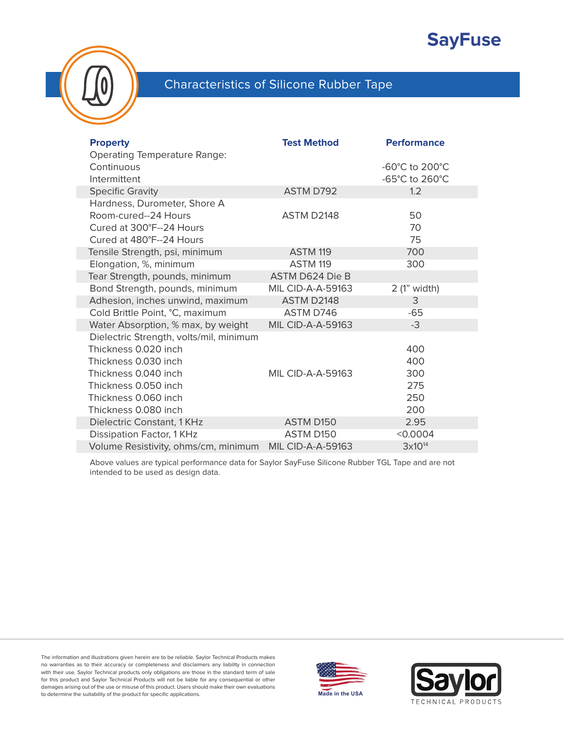SayFuse

## Characteristics of Silicone Rubber Tape

| Property | Test Method | Performance |
|---|---|---|
| Operating Temperature Range: | | |
| Continuous | | -60°C to 200°C |
| Intermittent | | -65°C to 260°C |
| Specific Gravity | ASTM D792 | 1.2 |
| Hardness, Durometer, Shore A | | |
| Room-cured--24 Hours | ASTM D2148 | 50 |
| Cured at 300°F--24 Hours | | 70 |
| Cured at 480°F--24 Hours | | 75 |
| Tensile Strength, psi, minimum | ASTM 119 | 700 |
| Elongation, %, minimum | ASTM 119 | 300 |
| Tear Strength, pounds, minimum | ASTM D624 Die B | |
| Bond Strength, pounds, minimum | MIL CID-A-A-59163 | 2 (1" width) |
| Adhesion, inches unwind, maximum | ASTM D2148 | 3 |
| Cold Brittle Point, °C, maximum | ASTM D746 | -65 |
| Water Absorption, % max, by weight | MIL CID-A-A-59163 | -3 |
| Dielectric Strength, volts/mil, minimum | | |
| Thickness 0.020 inch | | 400 |
| Thickness 0.030 inch | | 400 |
| Thickness 0.040 inch | MIL CID-A-A-59163 | 300 |
| Thickness 0.050 inch | | 275 |
| Thickness 0.060 inch | | 250 |
| Thickness 0.080 inch | | 200 |
| Dielectric Constant, 1 KHz | ASTM D150 | 2.95 |
| Dissipation Factor, 1 KHz | ASTM D150 | <0.0004 |
| Volume Resistivity, ohms/cm, minimum | MIL CID-A-A-59163 | $3 \times 10^{14}$ |

Above values are typical performance data for Saylor SayFuse Silicone Rubber TGL Tape and are not intended to be used as design data.

The information and illustrations given herein are to be reliable. Saylor Technical Products makes no warranties as to their accuracy or completeness and disclaimers any liability in connection with their use. Saylor Technical products only obligations are those in the standard term of sale for this product and Saylor Technical Products will not be liable for any consequential or other damages arising out of the use or misuse of this product. Users should make their own evaluations to determine the suitability of the product for specific applications.

Made in the USA

Saylor TECHNICAL PRODUCTS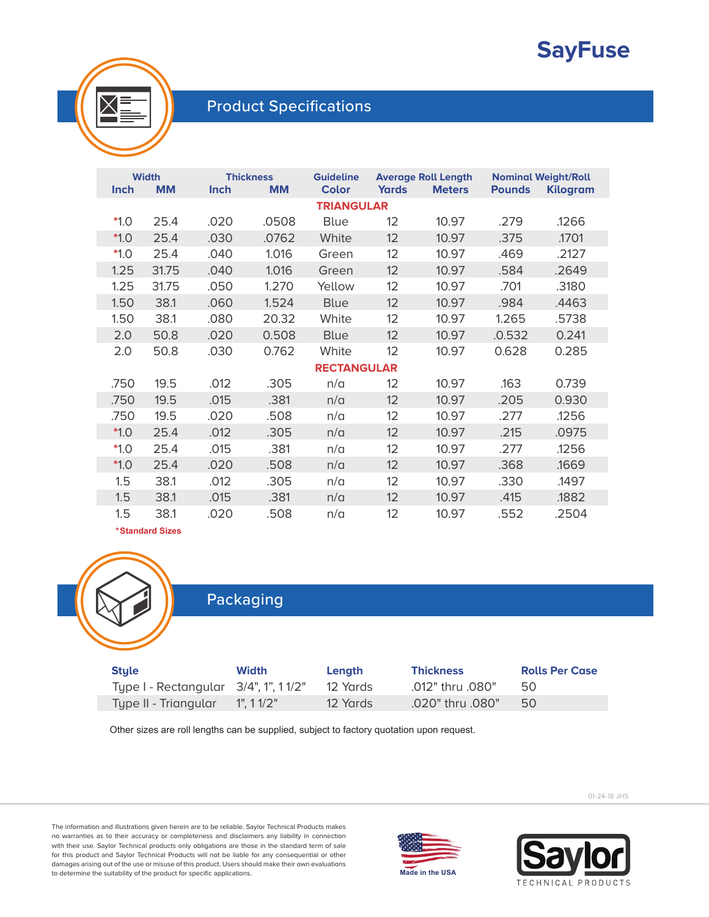SayFuse

## Product Specifications

| Width | | Thickness | | Guideline | Average Roll Length | | Nominal Weight/Roll | |
|---|---|---|---|---|---|---|---|---|
| Inch | MM | Inch | MM | Color | Yards | Meters | Pounds | Kilogram |
| **TRIANGULAR** | | | | | | | | |
| *1.0 | 25.4 | .020 | .0508 | Blue | 12 | 10.97 | .279 | .1266 |
| *1.0 | 25.4 | .030 | .0762 | White | 12 | 10.97 | .375 | .1701 |
| *1.0 | 25.4 | .040 | 1.016 | Green | 12 | 10.97 | .469 | .2127 |
| 1.25 | 31.75 | .040 | 1.016 | Green | 12 | 10.97 | .584 | .2649 |
| 1.25 | 31.75 | .050 | 1.270 | Yellow | 12 | 10.97 | .701 | .3180 |
| 1.50 | 38.1 | .060 | 1.524 | Blue | 12 | 10.97 | .984 | .4463 |
| 1.50 | 38.1 | .080 | 20.32 | White | 12 | 10.97 | 1.265 | .5738 |
| 2.0 | 50.8 | .020 | 0.508 | Blue | 12 | 10.97 | .0.532 | 0.241 |
| 2.0 | 50.8 | .030 | 0.762 | White | 12 | 10.97 | 0.628 | 0.285 |
| **RECTANGULAR** | | | | | | | | |
| .750 | 19.5 | .012 | .305 | n/a | 12 | 10.97 | .163 | 0.739 |
| .750 | 19.5 | .015 | .381 | n/a | 12 | 10.97 | .205 | 0.930 |
| .750 | 19.5 | .020 | .508 | n/a | 12 | 10.97 | .277 | .1256 |
| *1.0 | 25.4 | .012 | .305 | n/a | 12 | 10.97 | .215 | .0975 |
| *1.0 | 25.4 | .015 | .381 | n/a | 12 | 10.97 | .277 | .1256 |
| *1.0 | 25.4 | .020 | .508 | n/a | 12 | 10.97 | .368 | .1669 |
| 1.5 | 38.1 | .012 | .305 | n/a | 12 | 10.97 | .330 | .1497 |
| 1.5 | 38.1 | .015 | .381 | n/a | 12 | 10.97 | .415 | .1882 |
| 1.5 | 38.1 | .020 | .508 | n/a | 12 | 10.97 | .552 | .2504 |

*Standard Sizes

## Packaging

| Style | Width | Length | Thickness | Rolls Per Case |
|---|---|---|---|---|
| Type I - Rectangular | 3/4", 1", 1 1/2" | 12 Yards | .012" thru .080" | 50 |
| Type II - Triangular | 1", 1 1/2" | 12 Yards | .020" thru .080" | 50 |

Other sizes are roll lengths can be supplied, subject to factory quotation upon request.

01-24-18 JHS

The information and illustrations given herein are to be reliable. Saylor Technical Products makes no warranties as to their accuracy or completeness and disclaimers any liability in connection with their use. Saylor Technical products only obligations are those in the standard term of sale for this product and Saylor Technical Products will not be liable for any consequential or other damages arising out of the use or misuse of this product. Users should make their own evaluations to determine the suitability of the product for specific applications.

Made in the USA

Saylor TECHNICAL PRODUCTS